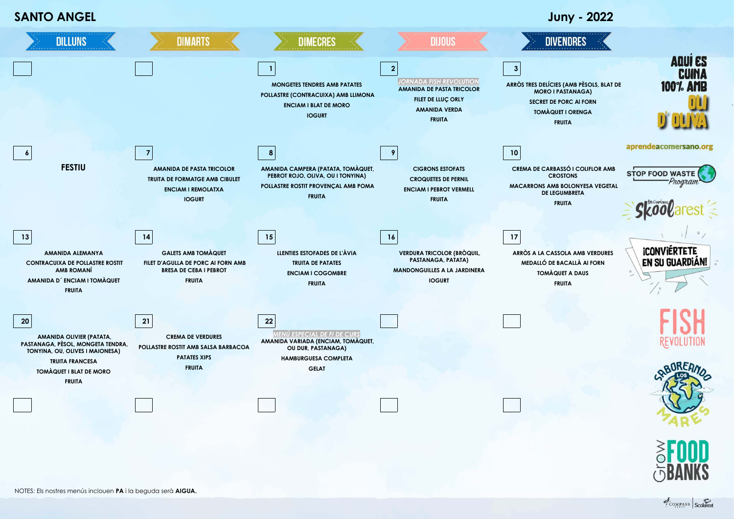# SANTO ANGEL

## Juny - 2022

| DILLUNS | DIMARTS | DIMECRES | DIJOUS | DIVENDRES |
|---|---|---|---|---|
| | | **1**<br>MONGETES TENDRES AMB PATATES<br>POLLASTRE (CONTRACUIXA) AMB LLIMONA<br>ENCIAM I BLAT DE MORO<br>IOGURT | **2**<br>*JORNADA FISH REVOLUTION*<br>AMANIDA DE PASTA TRICOLOR<br>FILET DE LLUÇ ORLY<br>AMANIDA VERDA<br>FRUITA | **3**<br>ARRÒS TRES DELÍCIES (AMB PÈSOLS, BLAT DE MORO I PASTANAGA)<br>SECRET DE PORC AL FORN<br>TOMÀQUET I ORENGA<br>FRUITA |
| **6**<br>FESTIU | **7**<br>AMANIDA DE PASTA TRICOLOR<br>TRUITA DE FORMATGE AMB CIBULET<br>ENCIAM I REMOLATXA<br>IOGURT | **8**<br>AMANIDA CAMPERA (PATATA, TOMÀQUET, PEBROT ROJO, OLIVA, OU I TONYINA)<br>POLLASTRE ROSTIT PROVENÇAL AMB POMA<br>FRUITA | **9**<br>CIGRONS ESTOFATS<br>CROQUETES DE PERNIL<br>ENCIAM I PEBROT VERMELL<br>FRUITA | **10**<br>CREMA DE CARBASSÓ I COLIFLOR AMB CROSTONS<br>MACARRONS AMB BOLONYESA VEGETAL DE LEGUMBRETA<br>FRUITA |
| **13**<br>AMANIDA ALEMANYA<br>CONTRACUIXA DE POLLASTRE ROSTIT AMB ROMANÍ<br>AMANIDA D´ ENCIAM I TOMÀQUET<br>FRUITA | **14**<br>GALETS AMB TOMÀQUET<br>FILET D'AGULLA DE PORC AL FORN AMB BRESA DE CEBA I PEBROT<br>FRUITA | **15**<br>LLENTIES ESTOFADES DE L'ÀVIA<br>TRUITA DE PATATES<br>ENCIAM I COGOMBRE<br>FRUITA | **16**<br>VERDURA TRICOLOR (BRÒQUIL, PASTANAGA, PATATA)<br>MANDONGUILLES A LA JARDINERA<br>IOGURT | **17**<br>ARRÒS A LA CASSOLA AMB VERDURES<br>MEDALLÓ DE BACALLÀ AL FORN<br>TOMÀQUET A DAUS<br>FRUITA |
| **20**<br>AMANIDA OLIVIER (PATATA, PASTANAGA, PÈSOL, MONGETA TENDRA, TONYINA, OU, OLIVES I MAIONESA)<br>TRUITA FRANCESA<br>TOMÀQUET I BLAT DE MORO<br>FRUITA | **21**<br>CREMA DE VERDURES<br>POLLASTRE ROSTIT AMB SALSA BARBACOA<br>PATATES XIPS<br>FRUITA | **22**<br>*MENÚ ESPECIAL DE FI DE CURS*<br>AMANIDA VARIADA (ENCIAM, TOMÀQUET, OU DUR, PASTANAGA)<br>HAMBURGUESA COMPLETA<br>GELAT | | |
| | | | | |

AQUÍ ES CUINA 100% AMB OLI D' OLIVA

aprendeacomersano.org

STOP FOOD WASTE Program

Skoolarest

¡CONVIÉRTETE EN SU GUARDIÁN!

FISH REVOLUTION

SABOREANDO LOS MARES

Grow FOOD BANKS

NOTES: Els nostres menús inclouen **PA** i la beguda serà **AIGUA.**

COMPASS GROUP | Scolarest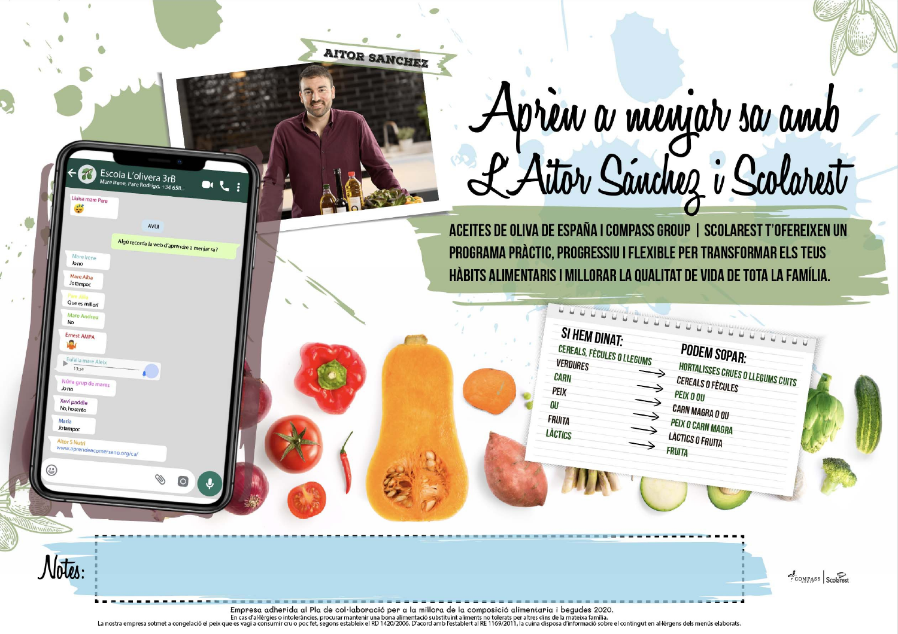# Aprèn a menjar sa amb L'Aitor Sánchez i Scolarest

**ACEITES DE OLIVA DE ESPAÑA I COMPASS GROUP | SCOLAREST T'OFEREIXEN UN PROGRAMA PRÀCTIC, PROGRESSIU I FLEXIBLE PER TRANSFORMAR ELS TEUS HÀBITS ALIMENTARIS I MILLORAR LA QUALITAT DE VIDA DE TOTA LA FAMÍLIA.**

| SI HEM DINAT: | | PODEM SOPAR: |
|---|---|---|
| CEREALS, FÈCULES O LLEGUMS | → | HORTALISSES CRUES O LLEGUMS CUITS |
| VERDURES | → | CEREALS O FÈCULES |
| CARN | → | PEIX O OU |
| PEIX | → | CARN MAGRA O OU |
| OU | → | PEIX O CARN MAGRA |
| FRUITA | → | LÀCTICS O FRUITA |
| LÀCTICS | → | FRUITA |

Notes:

Empresa adherida al Pla de col·laboració per a la millora de la composició alimentaria i begudes 2020.

En cas d'al·lèrgies o intoleràncies, procurar mantenir una bona alimentació substituint aliments no tolerats per altres dins de la mateixa família.

La nostra empresa sotmet a congelació el peix que es vagi a consumir cru o poc fet, segons estableix el RD 1420/2006. D'acord amb l'establert al RE 1169/2011, la cuina disposa d'informació sobre el contingut en al·lèrgens dels menús elaborats.